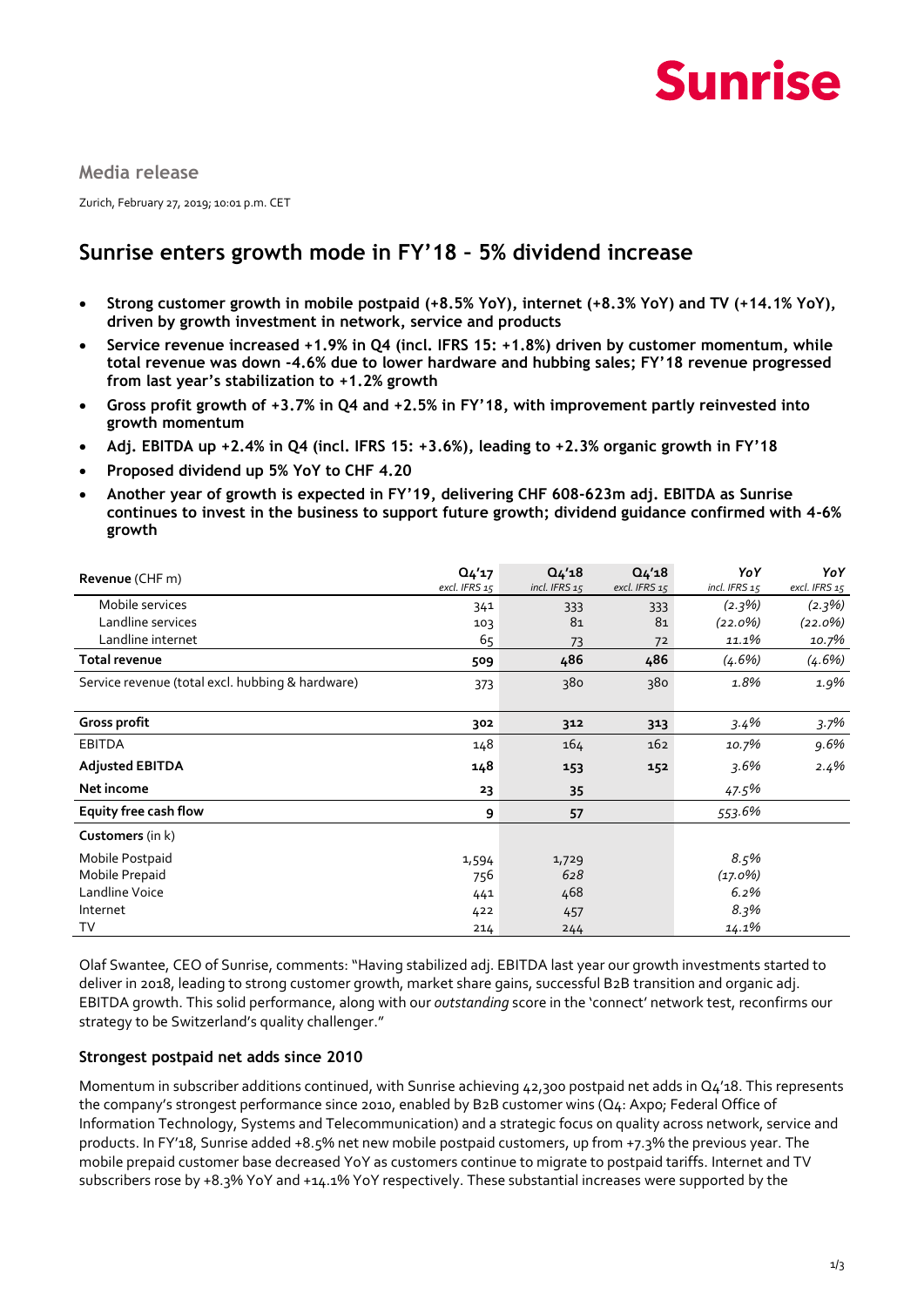Sunrise

Media release

Zurich, February 27, 2019; 10:01 p.m. CET

# Sunrise enters growth mode in FY'18 – 5% dividend increase

- **Strong customer growth in mobile postpaid (+8.5% YoY), internet (+8.3% YoY) and TV (+14.1% YoY), driven by growth investment in network, service and products**
- **Service revenue increased +1.9% in Q4 (incl. IFRS 15: +1.8%) driven by customer momentum, while total revenue was down -4.6% due to lower hardware and hubbing sales; FY'18 revenue progressed from last year's stabilization to +1.2% growth**
- **Gross profit growth of +3.7% in Q4 and +2.5% in FY'18, with improvement partly reinvested into growth momentum**
- **Adj. EBITDA up +2.4% in Q4 (incl. IFRS 15: +3.6%), leading to +2.3% organic growth in FY'18**
- **Proposed dividend up 5% YoY to CHF 4.20**
- **Another year of growth is expected in FY'19, delivering CHF 608-623m adj. EBITDA as Sunrise continues to invest in the business to support future growth; dividend guidance confirmed with 4-6% growth**

| **Revenue** (CHF m) | Q4'17 *excl. IFRS 15* | Q4'18 *incl. IFRS 15* | Q4'18 *excl. IFRS 15* | *YoY* *incl. IFRS 15* | *YoY* *excl. IFRS 15* |
|---|---|---|---|---|---|
| Mobile services | 341 | 333 | 333 | *(2.3%)* | *(2.3%)* |
| Landline services | 103 | 81 | 81 | *(22.0%)* | *(22.0%)* |
| Landline internet | 65 | 73 | 72 | *11.1%* | *10.7%* |
| **Total revenue** | **509** | **486** | **486** | *(4.6%)* | *(4.6%)* |
| Service revenue (total excl. hubbing & hardware) | 373 | 380 | 380 | *1.8%* | *1.9%* |
| **Gross profit** | **302** | **312** | **313** | *3.4%* | *3.7%* |
| EBITDA | 148 | 164 | 162 | *10.7%* | *9.6%* |
| **Adjusted EBITDA** | **148** | **153** | **152** | *3.6%* | *2.4%* |
| **Net income** | **23** | **35** | | *47.5%* | |
| **Equity free cash flow** | **9** | **57** | | *553.6%* | |
| **Customers** (in k) | | | | | |
| Mobile Postpaid | 1,594 | 1,729 | | *8.5%* | |
| Mobile Prepaid | 756 | *628* | | *(17.0%)* | |
| Landline Voice | 441 | 468 | | *6.2%* | |
| Internet | 422 | 457 | | *8.3%* | |
| TV | 214 | 244 | | *14.1%* | |

Olaf Swantee, CEO of Sunrise, comments: "Having stabilized adj. EBITDA last year our growth investments started to deliver in 2018, leading to strong customer growth, market share gains, successful B2B transition and organic adj. EBITDA growth. This solid performance, along with our *outstanding* score in the 'connect' network test, reconfirms our strategy to be Switzerland's quality challenger."

### Strongest postpaid net adds since 2010

Momentum in subscriber additions continued, with Sunrise achieving 42,300 postpaid net adds in Q4'18. This represents the company's strongest performance since 2010, enabled by B2B customer wins (Q4: Axpo; Federal Office of Information Technology, Systems and Telecommunication) and a strategic focus on quality across network, service and products. In FY'18, Sunrise added +8.5% net new mobile postpaid customers, up from +7.3% the previous year. The mobile prepaid customer base decreased YoY as customers continue to migrate to postpaid tariffs. Internet and TV subscribers rose by +8.3% YoY and +14.1% YoY respectively. These substantial increases were supported by the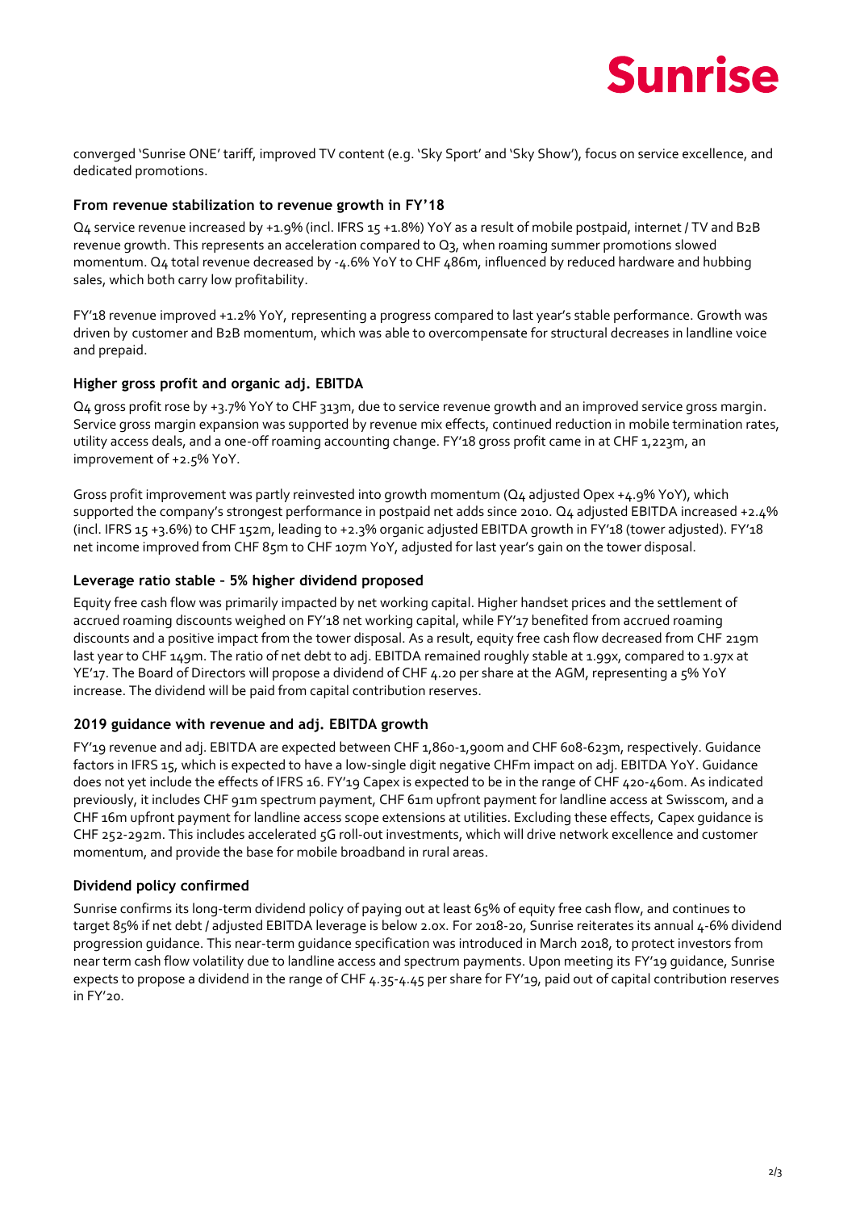converged 'Sunrise ONE' tariff, improved TV content (e.g. 'Sky Sport' and 'Sky Show'), focus on service excellence, and dedicated promotions.

### From revenue stabilization to revenue growth in FY'18

Q4 service revenue increased by +1.9% (incl. IFRS 15 +1.8%) YoY as a result of mobile postpaid, internet / TV and B2B revenue growth. This represents an acceleration compared to Q3, when roaming summer promotions slowed momentum. Q4 total revenue decreased by -4.6% YoY to CHF 486m, influenced by reduced hardware and hubbing sales, which both carry low profitability.

FY'18 revenue improved +1.2% YoY, representing a progress compared to last year's stable performance. Growth was driven by customer and B2B momentum, which was able to overcompensate for structural decreases in landline voice and prepaid.

### Higher gross profit and organic adj. EBITDA

Q4 gross profit rose by +3.7% YoY to CHF 313m, due to service revenue growth and an improved service gross margin. Service gross margin expansion was supported by revenue mix effects, continued reduction in mobile termination rates, utility access deals, and a one-off roaming accounting change. FY'18 gross profit came in at CHF 1,223m, an improvement of +2.5% YoY.

Gross profit improvement was partly reinvested into growth momentum (Q4 adjusted Opex +4.9% YoY), which supported the company's strongest performance in postpaid net adds since 2010. Q4 adjusted EBITDA increased +2.4% (incl. IFRS 15 +3.6%) to CHF 152m, leading to +2.3% organic adjusted EBITDA growth in FY'18 (tower adjusted). FY'18 net income improved from CHF 85m to CHF 107m YoY, adjusted for last year's gain on the tower disposal.

### Leverage ratio stable - 5% higher dividend proposed

Equity free cash flow was primarily impacted by net working capital. Higher handset prices and the settlement of accrued roaming discounts weighed on FY'18 net working capital, while FY'17 benefited from accrued roaming discounts and a positive impact from the tower disposal. As a result, equity free cash flow decreased from CHF 219m last year to CHF 149m. The ratio of net debt to adj. EBITDA remained roughly stable at 1.99x, compared to 1.97x at YE'17. The Board of Directors will propose a dividend of CHF 4.20 per share at the AGM, representing a 5% YoY increase. The dividend will be paid from capital contribution reserves.

### 2019 guidance with revenue and adj. EBITDA growth

FY'19 revenue and adj. EBITDA are expected between CHF 1,860-1,900m and CHF 608-623m, respectively. Guidance factors in IFRS 15, which is expected to have a low-single digit negative CHFm impact on adj. EBITDA YoY. Guidance does not yet include the effects of IFRS 16. FY'19 Capex is expected to be in the range of CHF 420-460m. As indicated previously, it includes CHF 91m spectrum payment, CHF 61m upfront payment for landline access at Swisscom, and a CHF 16m upfront payment for landline access scope extensions at utilities. Excluding these effects, Capex guidance is CHF 252-292m. This includes accelerated 5G roll-out investments, which will drive network excellence and customer momentum, and provide the base for mobile broadband in rural areas.

### Dividend policy confirmed

Sunrise confirms its long-term dividend policy of paying out at least 65% of equity free cash flow, and continues to target 85% if net debt / adjusted EBITDA leverage is below 2.0x. For 2018-20, Sunrise reiterates its annual 4-6% dividend progression guidance. This near-term guidance specification was introduced in March 2018, to protect investors from near term cash flow volatility due to landline access and spectrum payments. Upon meeting its FY'19 guidance, Sunrise expects to propose a dividend in the range of CHF 4.35-4.45 per share for FY'19, paid out of capital contribution reserves in FY'20.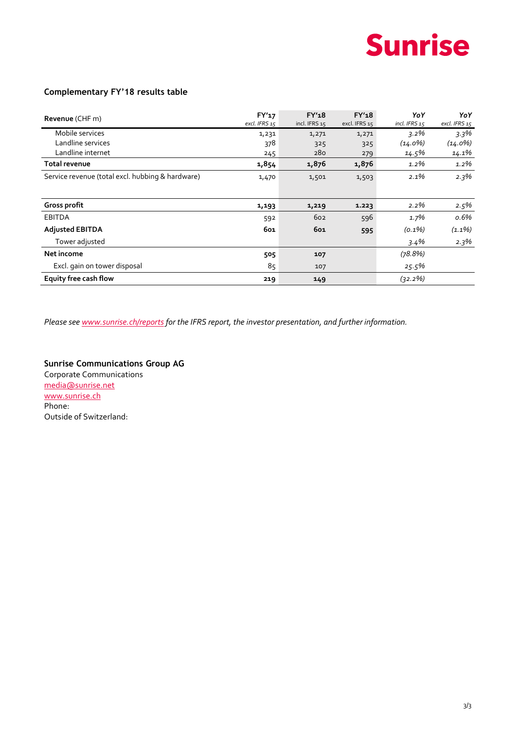## Complementary FY'18 results table

| **Revenue** (CHF m) | **FY'17** excl. IFRS 15 | **FY'18** incl. IFRS 15 | **FY'18** excl. IFRS 15 | ***YoY*** *incl. IFRS 15* | ***YoY*** *excl. IFRS 15* |
|---|---|---|---|---|---|
| Mobile services | 1,231 | 1,271 | 1,271 | *3.2%* | *3.3%* |
| Landline services | 378 | 325 | 325 | *(14.0%)* | *(14.0%)* |
| Landline internet | 245 | 280 | 279 | *14.5%* | *14.1%* |
| **Total revenue** | **1,854** | **1,876** | **1,876** | *1.2%* | *1.2%* |
| Service revenue (total excl. hubbing & hardware) | 1,470 | 1,501 | 1,503 | *2.1%* | *2.3%* |
| **Gross profit** | **1,193** | **1,219** | **1.223** | *2.2%* | *2.5%* |
| EBITDA | 592 | 602 | 596 | *1.7%* | *0.6%* |
| **Adjusted EBITDA** | **601** | **601** | **595** | *(0.1%)* | *(1.1%)* |
| Tower adjusted | | | | *3.4%* | *2.3%* |
| **Net income** | **505** | **107** | | *(78.8%)* | |
| Excl. gain on tower disposal | 85 | 107 | | *25.5%* | |
| **Equity free cash flow** | **219** | **149** | | *(32.2%)* | |

*Please see www.sunrise.ch/reports for the IFRS report, the investor presentation, and further information.*

**Sunrise Communications Group AG**
Corporate Communications
media@sunrise.net
www.sunrise.ch
Phone:
Outside of Switzerland: